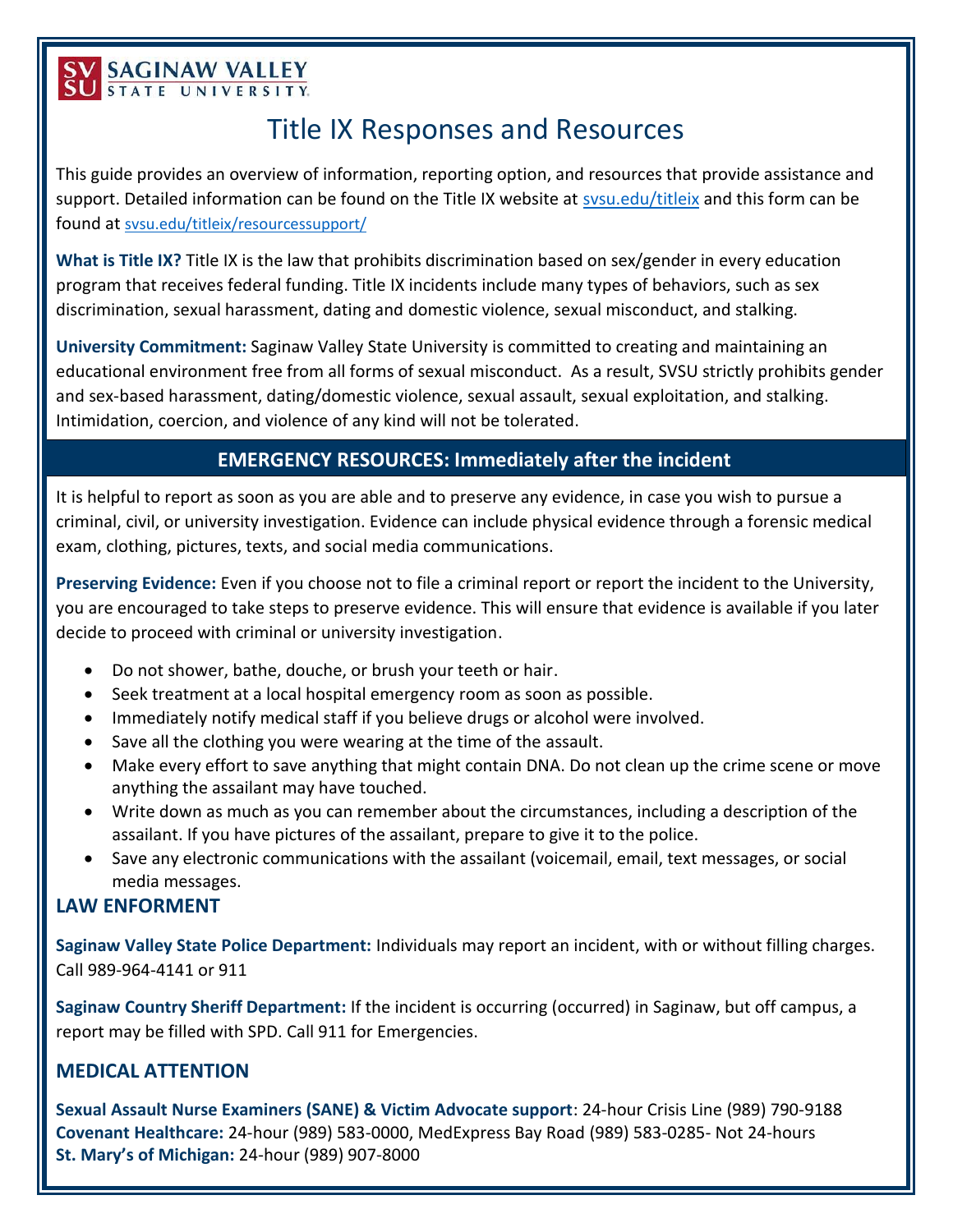SAGINAW VALLEY STATE UNIVERSITY

# Title IX Responses and Resources

This guide provides an overview of information, reporting option, and resources that provide assistance and support. Detailed information can be found on the Title IX website at svsu.edu/titleix and this form can be found at svsu.edu/titleix/resourcessupport/

**What is Title IX?** Title IX is the law that prohibits discrimination based on sex/gender in every education program that receives federal funding. Title IX incidents include many types of behaviors, such as sex discrimination, sexual harassment, dating and domestic violence, sexual misconduct, and stalking.

**University Commitment:** Saginaw Valley State University is committed to creating and maintaining an educational environment free from all forms of sexual misconduct. As a result, SVSU strictly prohibits gender and sex-based harassment, dating/domestic violence, sexual assault, sexual exploitation, and stalking. Intimidation, coercion, and violence of any kind will not be tolerated.

## EMERGENCY RESOURCES: Immediately after the incident

It is helpful to report as soon as you are able and to preserve any evidence, in case you wish to pursue a criminal, civil, or university investigation. Evidence can include physical evidence through a forensic medical exam, clothing, pictures, texts, and social media communications.

**Preserving Evidence:** Even if you choose not to file a criminal report or report the incident to the University, you are encouraged to take steps to preserve evidence. This will ensure that evidence is available if you later decide to proceed with criminal or university investigation.

- Do not shower, bathe, douche, or brush your teeth or hair.
- Seek treatment at a local hospital emergency room as soon as possible.
- Immediately notify medical staff if you believe drugs or alcohol were involved.
- Save all the clothing you were wearing at the time of the assault.
- Make every effort to save anything that might contain DNA. Do not clean up the crime scene or move anything the assailant may have touched.
- Write down as much as you can remember about the circumstances, including a description of the assailant. If you have pictures of the assailant, prepare to give it to the police.
- Save any electronic communications with the assailant (voicemail, email, text messages, or social media messages.

### LAW ENFORMENT

**Saginaw Valley State Police Department:** Individuals may report an incident, with or without filling charges. Call 989-964-4141 or 911

**Saginaw Country Sheriff Department:** If the incident is occurring (occurred) in Saginaw, but off campus, a report may be filled with SPD. Call 911 for Emergencies.

### MEDICAL ATTENTION

**Sexual Assault Nurse Examiners (SANE) & Victim Advocate support**: 24-hour Crisis Line (989) 790-9188
**Covenant Healthcare:** 24-hour (989) 583-0000, MedExpress Bay Road (989) 583-0285- Not 24-hours
**St. Mary's of Michigan:** 24-hour (989) 907-8000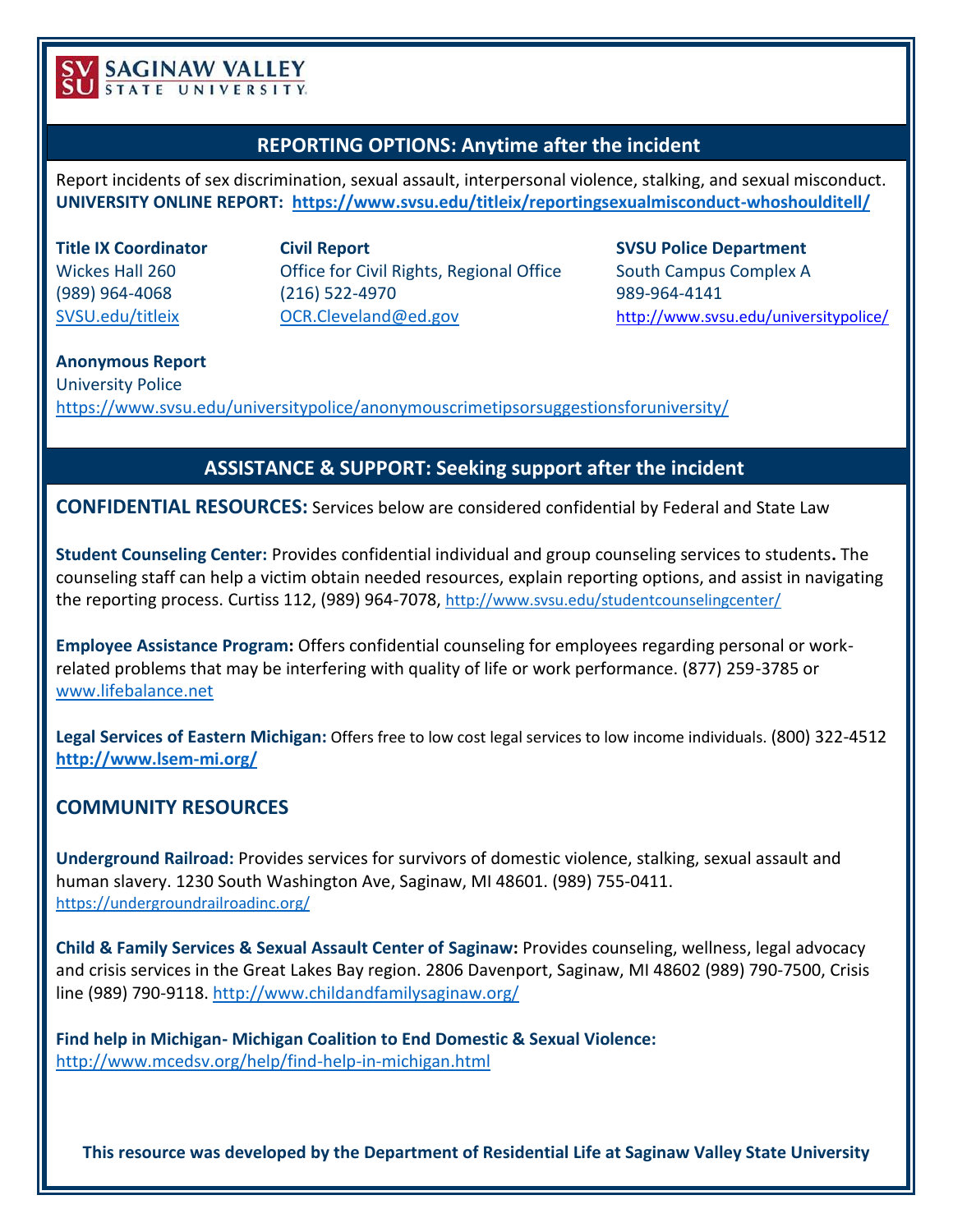SAGINAW VALLEY STATE UNIVERSITY

## REPORTING OPTIONS: Anytime after the incident

Report incidents of sex discrimination, sexual assault, interpersonal violence, stalking, and sexual misconduct.
**UNIVERSITY ONLINE REPORT: https://www.svsu.edu/titleix/reportingsexualmisconduct-whoshouldItell/**

**Title IX Coordinator**
Wickes Hall 260
(989) 964-4068
SVSU.edu/titleix

**Civil Report**
Office for Civil Rights, Regional Office
(216) 522-4970
OCR.Cleveland@ed.gov

**SVSU Police Department**
South Campus Complex A
989-964-4141
http://www.svsu.edu/universitypolice/

**Anonymous Report**
University Police
https://www.svsu.edu/universitypolice/anonymouscrimetipsorsuggestionsforuniversity/

## ASSISTANCE & SUPPORT: Seeking support after the incident

### CONFIDENTIAL RESOURCES: Services below are considered confidential by Federal and State Law

**Student Counseling Center:** Provides confidential individual and group counseling services to students**.** The counseling staff can help a victim obtain needed resources, explain reporting options, and assist in navigating the reporting process. Curtiss 112, (989) 964-7078, http://www.svsu.edu/studentcounselingcenter/

**Employee Assistance Program:** Offers confidential counseling for employees regarding personal or work-related problems that may be interfering with quality of life or work performance. (877) 259-3785 or www.lifebalance.net

**Legal Services of Eastern Michigan:** Offers free to low cost legal services to low income individuals. (800) 322-4512 **http://www.lsem-mi.org/**

### COMMUNITY RESOURCES

**Underground Railroad:** Provides services for survivors of domestic violence, stalking, sexual assault and human slavery. 1230 South Washington Ave, Saginaw, MI 48601. (989) 755-0411. https://undergroundrailroadinc.org/

**Child & Family Services & Sexual Assault Center of Saginaw:** Provides counseling, wellness, legal advocacy and crisis services in the Great Lakes Bay region. 2806 Davenport, Saginaw, MI 48602 (989) 790-7500, Crisis line (989) 790-9118. http://www.childandfamilysaginaw.org/

**Find help in Michigan- Michigan Coalition to End Domestic & Sexual Violence:**
http://www.mcedsv.org/help/find-help-in-michigan.html

**This resource was developed by the Department of Residential Life at Saginaw Valley State University**